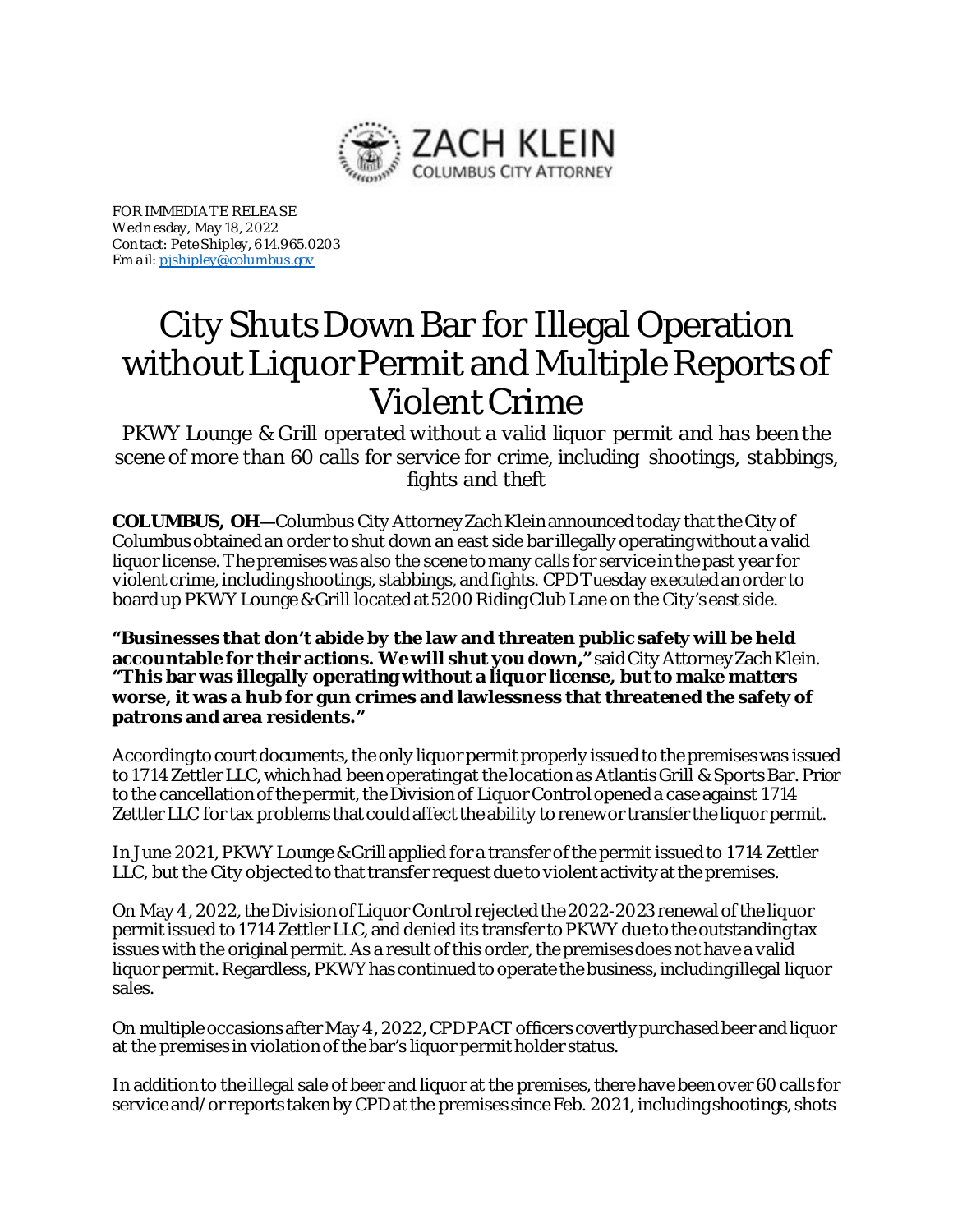ZACH KLEIN
COLUMBUS CITY ATTORNEY

FOR IMMEDIATE RELEASE
Wednesday, May 18, 2022
Contact: Pete Shipley, 614.965.0203
Email: pjshipley@columbus.gov

# City Shuts Down Bar for Illegal Operation without Liquor Permit and Multiple Reports of Violent Crime

*PKWY Lounge & Grill operated without a valid liquor permit and has been the scene of more than 60 calls for service for crime, including shootings, stabbings, fights and theft*

**COLUMBUS, OH—**Columbus City Attorney Zach Klein announced today that the City of Columbus obtained an order to shut down an east side bar illegally operating without a valid liquor license. The premises was also the scene to many calls for service in the past year for violent crime, including shootings, stabbings, and fights. CPD Tuesday executed an order to board up PKWY Lounge & Grill located at 5200 Riding Club Lane on the City's east side.

**"Businesses that don't abide by the law and threaten public safety will be held accountable for their actions. We will shut you down,"** said City Attorney Zach Klein. **"This bar was illegally operating without a liquor license, but to make matters worse, it was a hub for gun crimes and lawlessness that threatened the safety of patrons and area residents."**

According to court documents, the only liquor permit properly issued to the premises was issued to 1714 Zettler LLC, which had been operating at the location as Atlantis Grill & Sports Bar. Prior to the cancellation of the permit, the Division of Liquor Control opened a case against 1714 Zettler LLC for tax problems that could affect the ability to renew or transfer the liquor permit.

In June 2021, PKWY Lounge & Grill applied for a transfer of the permit issued to 1714 Zettler LLC, but the City objected to that transfer request due to violent activity at the premises.

On May 4, 2022, the Division of Liquor Control rejected the 2022-2023 renewal of the liquor permit issued to 1714 Zettler LLC, and denied its transfer to PKWY due to the outstanding tax issues with the original permit. As a result of this order, the premises does not have a valid liquor permit. Regardless, PKWY has continued to operate the business, including illegal liquor sales.

On multiple occasions after May 4, 2022, CPD PACT officers covertly purchased beer and liquor at the premises in violation of the bar's liquor permit holder status.

In addition to the illegal sale of beer and liquor at the premises, there have been over 60 calls for service and/or reports taken by CPD at the premises since Feb. 2021, including shootings, shots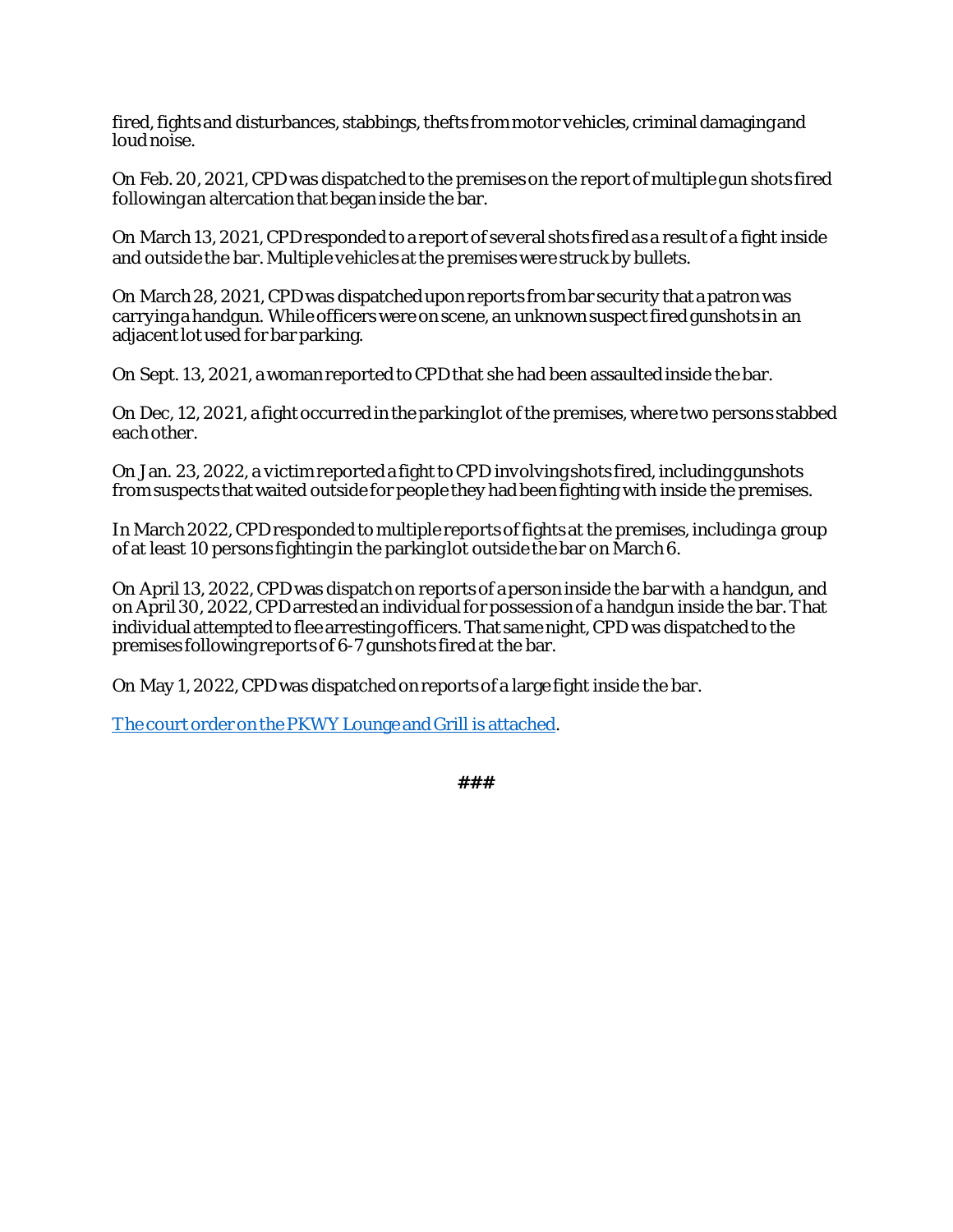fired, fights and disturbances, stabbings, thefts from motor vehicles, criminal damaging and loud noise.

On Feb. 20, 2021, CPD was dispatched to the premises on the report of multiple gun shots fired following an altercation that began inside the bar.

On March 13, 2021, CPD responded to a report of several shots fired as a result of a fight inside and outside the bar. Multiple vehicles at the premises were struck by bullets.

On March 28, 2021, CPD was dispatched upon reports from bar security that a patron was carrying a handgun. While officers were on scene, an unknown suspect fired gunshots in an adjacent lot used for bar parking.

On Sept. 13, 2021, a woman reported to CPD that she had been assaulted inside the bar.

On Dec, 12, 2021, a fight occurred in the parking lot of the premises, where two persons stabbed each other.

On Jan. 23, 2022, a victim reported a fight to CPD involving shots fired, including gunshots from suspects that waited outside for people they had been fighting with inside the premises.

In March 2022, CPD responded to multiple reports of fights at the premises, including a group of at least 10 persons fighting in the parking lot outside the bar on March 6.

On April 13, 2022, CPD was dispatch on reports of a person inside the bar with a handgun, and on April 30, 2022, CPD arrested an individual for possession of a handgun inside the bar. That individual attempted to flee arresting officers. That same night, CPD was dispatched to the premises following reports of 6-7 gunshots fired at the bar.

On May 1, 2022, CPD was dispatched on reports of a large fight inside the bar.

The court order on the PKWY Lounge and Grill is attached.

**###**